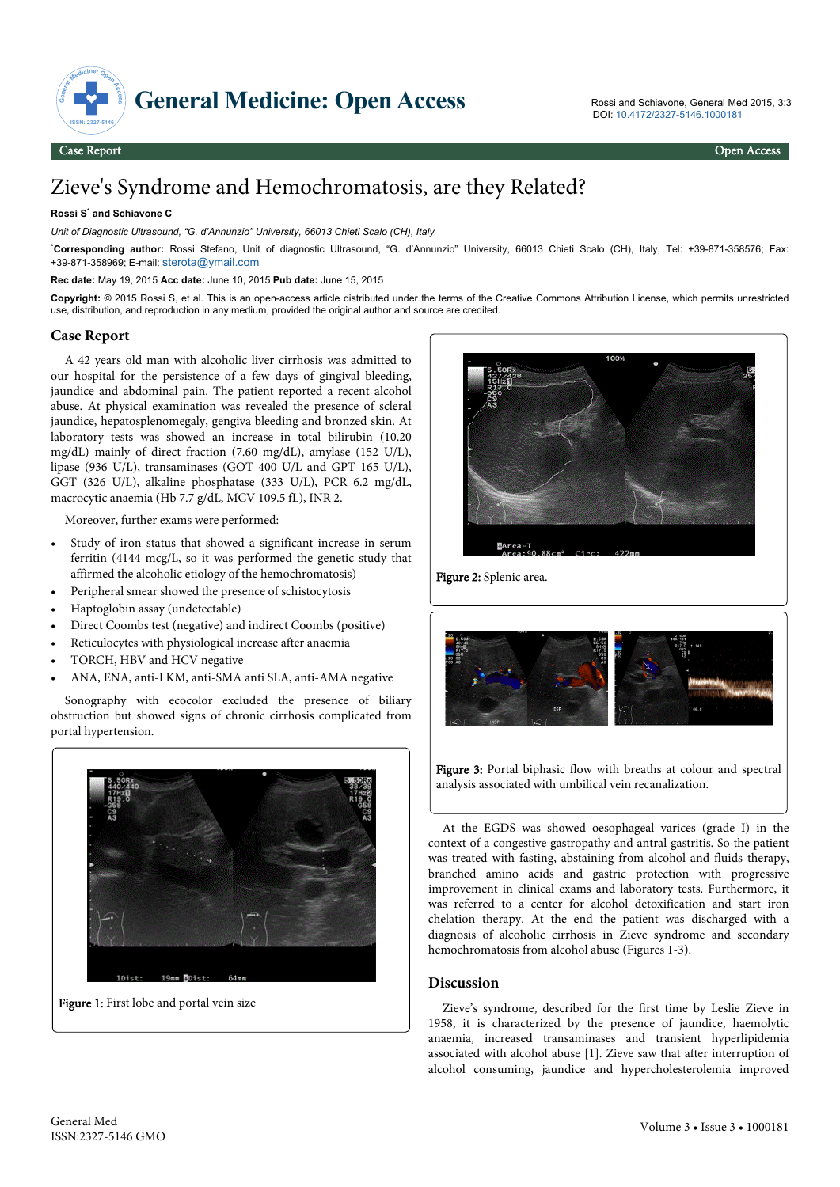# Zieve's Syndrome and Hemochromatosis, are they Related?

**Rossi S[*] and Schiavone C**

*Unit of Diagnostic Ultrasound, "G. d'Annunzio" University, 66013 Chieti Scalo (CH), Italy*

[*]**Corresponding author:** Rossi Stefano, Unit of diagnostic Ultrasound, "G. d'Annunzio" University, 66013 Chieti Scalo (CH), Italy, Tel: +39-871-358576; Fax: +39-871-358969; E-mail: sterota@ymail.com

**Rec date:** May 19, 2015 **Acc date:** June 10, 2015 **Pub date:** June 15, 2015

**Copyright:** © 2015 Rossi S, et al. This is an open-access article distributed under the terms of the Creative Commons Attribution License, which permits unrestricted use, distribution, and reproduction in any medium, provided the original author and source are credited.

## Case Report

A 42 years old man with alcoholic liver cirrhosis was admitted to our hospital for the persistence of a few days of gingival bleeding, jaundice and abdominal pain. The patient reported a recent alcohol abuse. At physical examination was revealed the presence of scleral jaundice, hepatosplenomegaly, gengiva bleeding and bronzed skin. At laboratory tests was showed an increase in total bilirubin (10.20 mg/dL) mainly of direct fraction (7.60 mg/dL), amylase (152 U/L), lipase (936 U/L), transaminases (GOT 400 U/L and GPT 165 U/L), GGT (326 U/L), alkaline phosphatase (333 U/L), PCR 6.2 mg/dL, macrocytic anaemia (Hb 7.7 g/dL, MCV 109.5 fL), INR 2.

Moreover, further exams were performed:

- Study of iron status that showed a significant increase in serum ferritin (4144 mcg/L, so it was performed the genetic study that affirmed the alcoholic etiology of the hemochromatosis)
- Peripheral smear showed the presence of schistocytosis
- Haptoglobin assay (undetectable)
- Direct Coombs test (negative) and indirect Coombs (positive)
- Reticulocytes with physiological increase after anaemia
- TORCH, HBV and HCV negative
- ANA, ENA, anti-LKM, anti-SMA anti SLA, anti-AMA negative

Sonography with ecocolor excluded the presence of biliary obstruction but showed signs of chronic cirrhosis complicated from portal hypertension.

**Figure 1:** First lobe and portal vein size

**Figure 2:** Splenic area.

**Figure 3:** Portal biphasic flow with breaths at colour and spectral analysis associated with umbilical vein recanalization.

At the EGDS was showed oesophageal varices (grade I) in the context of a congestive gastropathy and antral gastritis. So the patient was treated with fasting, abstaining from alcohol and fluids therapy, branched amino acids and gastric protection with progressive improvement in clinical exams and laboratory tests. Furthermore, it was referred to a center for alcohol detoxification and start iron chelation therapy. At the end the patient was discharged with a diagnosis of alcoholic cirrhosis in Zieve syndrome and secondary hemochromatosis from alcohol abuse (Figures 1-3).

## Discussion

Zieve's syndrome, described for the first time by Leslie Zieve in 1958, it is characterized by the presence of jaundice, haemolytic anaemia, increased transaminases and transient hyperlipidemia associated with alcohol abuse [1]. Zieve saw that after interruption of alcohol consuming, jaundice and hypercholesterolemia improved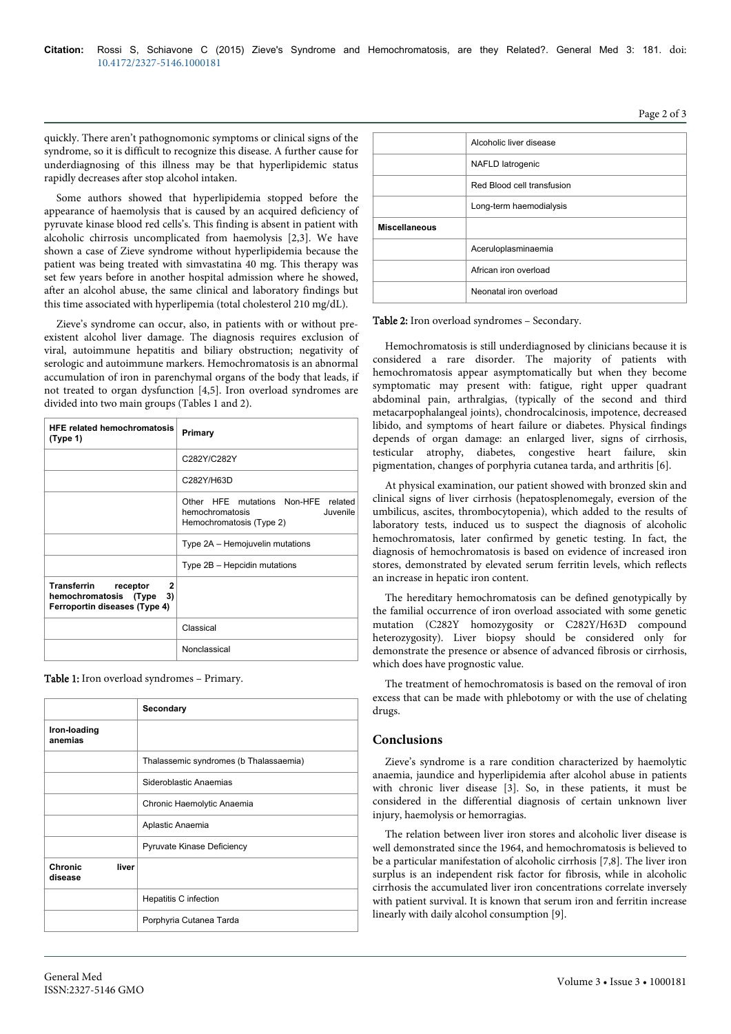quickly. There aren't pathognomonic symptoms or clinical signs of the syndrome, so it is difficult to recognize this disease. A further cause for underdiagnosing of this illness may be that hyperlipidemic status rapidly decreases after stop alcohol intaken.

Some authors showed that hyperlipidemia stopped before the appearance of haemolysis that is caused by an acquired deficiency of pyruvate kinase blood red cells's. This finding is absent in patient with alcoholic chirrosis uncomplicated from haemolysis [2,3]. We have shown a case of Zieve syndrome without hyperlipidemia because the patient was being treated with simvastatina 40 mg. This therapy was set few years before in another hospital admission where he showed, after an alcohol abuse, the same clinical and laboratory findings but this time associated with hyperlipemia (total cholesterol 210 mg/dL).

Zieve's syndrome can occur, also, in patients with or without pre-existent alcohol liver damage. The diagnosis requires exclusion of viral, autoimmune hepatitis and biliary obstruction; negativity of serologic and autoimmune markers. Hemochromatosis is an abnormal accumulation of iron in parenchymal organs of the body that leads, if not treated to organ dysfunction [4,5]. Iron overload syndromes are divided into two main groups (Tables 1 and 2).

| **HFE related hemochromatosis (Type 1)** | **Primary** |
|---|---|
| | C282Y/C282Y |
| | C282Y/H63D |
| | Other HFE mutations Non-HFE related hemochromatosis Juvenile Hemochromatosis (Type 2) |
| | Type 2A – Hemojuvelin mutations |
| | Type 2B – Hepcidin mutations |
| **Transferrin receptor 2 hemochromatosis (Type 3) Ferroportin diseases (Type 4)** | |
| | Classical |
| | Nonclassical |

Table 1: Iron overload syndromes – Primary.

| | **Secondary** |
|---|---|
| **Iron-loading anemias** | |
| | Thalassemic syndromes (b Thalassaemia) |
| | Sideroblastic Anaemias |
| | Chronic Haemolytic Anaemia |
| | Aplastic Anaemia |
| | Pyruvate Kinase Deficiency |
| **Chronic liver disease** | |
| | Hepatitis C infection |
| | Porphyria Cutanea Tarda |
| | Alcoholic liver disease |
| | NAFLD Iatrogenic |
| | Red Blood cell transfusion |
| | Long-term haemodialysis |
| **Miscellaneous** | |
| | Aceruloplasminaemia |
| | African iron overload |
| | Neonatal iron overload |

Table 2: Iron overload syndromes – Secondary.

Hemochromatosis is still underdiagnosed by clinicians because it is considered a rare disorder. The majority of patients with hemochromatosis appear asymptomatically but when they become symptomatic may present with: fatigue, right upper quadrant abdominal pain, arthralgias, (typically of the second and third metacarpophalangeal joints), chondrocalcinosis, impotence, decreased libido, and symptoms of heart failure or diabetes. Physical findings depends of organ damage: an enlarged liver, signs of cirrhosis, testicular atrophy, diabetes, congestive heart failure, skin pigmentation, changes of porphyria cutanea tarda, and arthritis [6].

At physical examination, our patient showed with bronzed skin and clinical signs of liver cirrhosis (hepatosplenomegaly, eversion of the umbilicus, ascites, thrombocytopenia), which added to the results of laboratory tests, induced us to suspect the diagnosis of alcoholic hemochromatosis, later confirmed by genetic testing. In fact, the diagnosis of hemochromatosis is based on evidence of increased iron stores, demonstrated by elevated serum ferritin levels, which reflects an increase in hepatic iron content.

The hereditary hemochromatosis can be defined genotypically by the familial occurrence of iron overload associated with some genetic mutation (C282Y homozygosity or C282Y/H63D compound heterozygosity). Liver biopsy should be considered only for demonstrate the presence or absence of advanced fibrosis or cirrhosis, which does have prognostic value.

The treatment of hemochromatosis is based on the removal of iron excess that can be made with phlebotomy or with the use of chelating drugs.

## Conclusions

Zieve's syndrome is a rare condition characterized by haemolytic anaemia, jaundice and hyperlipidemia after alcohol abuse in patients with chronic liver disease [3]. So, in these patients, it must be considered in the differential diagnosis of certain unknown liver injury, haemolysis or hemorragias.

The relation between liver iron stores and alcoholic liver disease is well demonstrated since the 1964, and hemochromatosis is believed to be a particular manifestation of alcoholic cirrhosis [7,8]. The liver iron surplus is an independent risk factor for fibrosis, while in alcoholic cirrhosis the accumulated liver iron concentrations correlate inversely with patient survival. It is known that serum iron and ferritin increase linearly with daily alcohol consumption [9].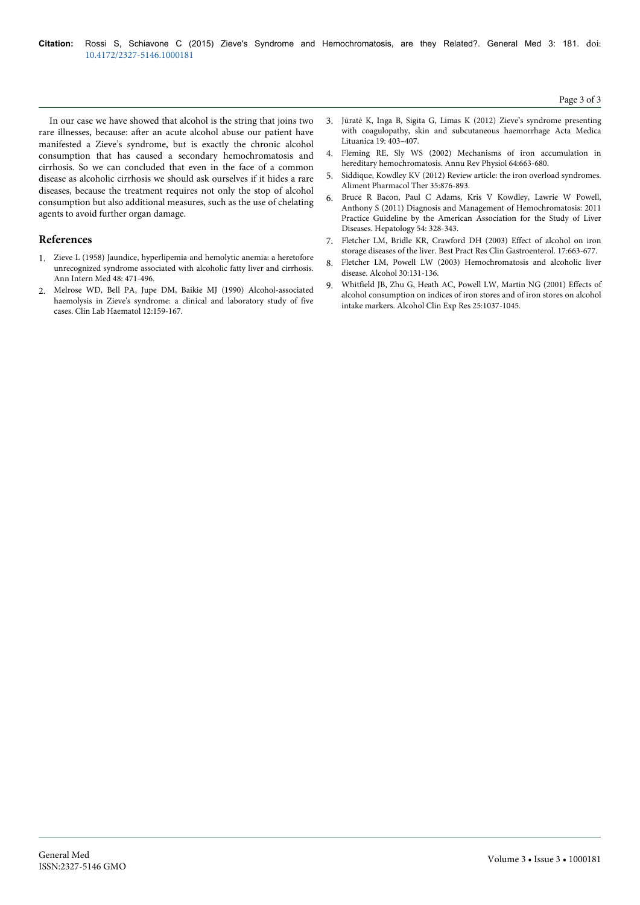In our case we have showed that alcohol is the string that joins two rare illnesses, because: after an acute alcohol abuse our patient have manifested a Zieve's syndrome, but is exactly the chronic alcohol consumption that has caused a secondary hemochromatosis and cirrhosis. So we can concluded that even in the face of a common disease as alcoholic cirrhosis we should ask ourselves if it hides a rare diseases, because the treatment requires not only the stop of alcohol consumption but also additional measures, such as the use of chelating agents to avoid further organ damage.

## References

1. Zieve L (1958) Jaundice, hyperlipemia and hemolytic anemia: a heretofore unrecognized syndrome associated with alcoholic fatty liver and cirrhosis. Ann Intern Med 48: 471-496.
2. Melrose WD, Bell PA, Jupe DM, Baikie MJ (1990) Alcohol-associated haemolysis in Zieve's syndrome: a clinical and laboratory study of five cases. Clin Lab Haematol 12:159-167.
3. Jūratė K, Inga B, Sigita G, Limas K (2012) Zieve's syndrome presenting with coagulopathy, skin and subcutaneous haemorrhage Acta Medica Lituanica 19: 403–407.
4. Fleming RE, Sly WS (2002) Mechanisms of iron accumulation in hereditary hemochromatosis. Annu Rev Physiol 64:663-680.
5. Siddique, Kowdley KV (2012) Review article: the iron overload syndromes. Aliment Pharmacol Ther 35:876-893.
6. Bruce R Bacon, Paul C Adams, Kris V Kowdley, Lawrie W Powell, Anthony S (2011) Diagnosis and Management of Hemochromatosis: 2011 Practice Guideline by the American Association for the Study of Liver Diseases. Hepatology 54: 328-343.
7. Fletcher LM, Bridle KR, Crawford DH (2003) Effect of alcohol on iron storage diseases of the liver. Best Pract Res Clin Gastroenterol. 17:663-677.
8. Fletcher LM, Powell LW (2003) Hemochromatosis and alcoholic liver disease. Alcohol 30:131-136.
9. Whitfield JB, Zhu G, Heath AC, Powell LW, Martin NG (2001) Effects of alcohol consumption on indices of iron stores and of iron stores on alcohol intake markers. Alcohol Clin Exp Res 25:1037-1045.